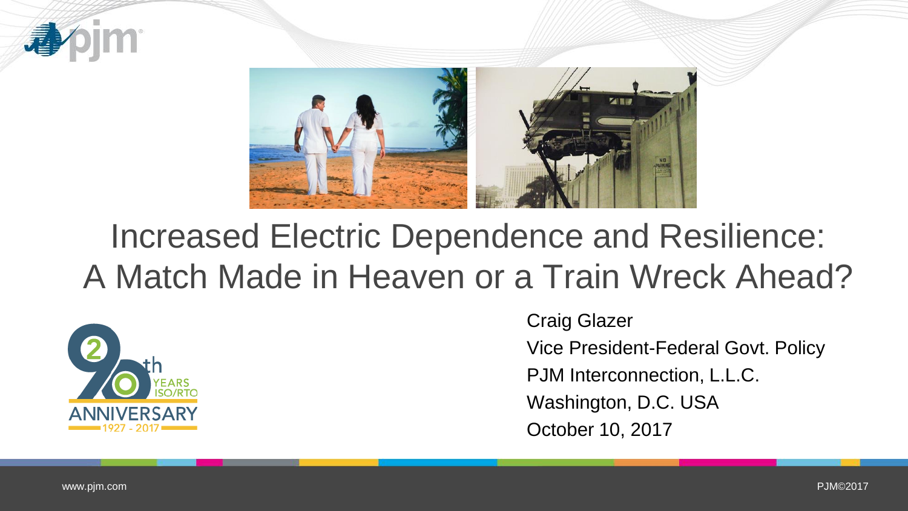# Increased Electric Dependence and Resilience: A Match Made in Heaven or a Train Wreck Ahead?

Craig Glazer
Vice President-Federal Govt. Policy
PJM Interconnection, L.L.C.
Washington, D.C. USA
October 10, 2017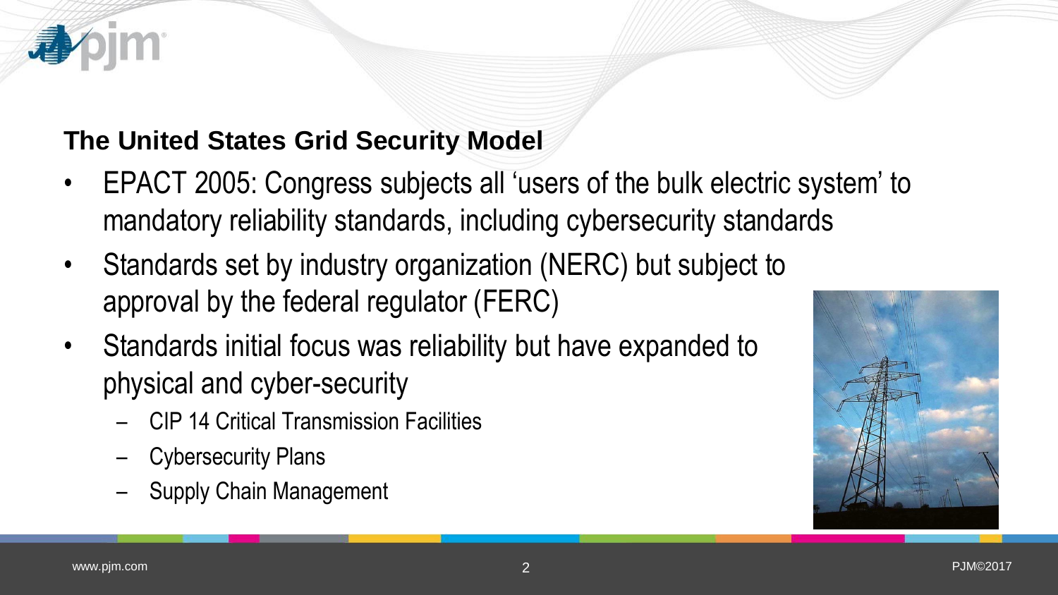## The United States Grid Security Model

- EPACT 2005: Congress subjects all 'users of the bulk electric system' to mandatory reliability standards, including cybersecurity standards
- Standards set by industry organization (NERC) but subject to approval by the federal regulator (FERC)
- Standards initial focus was reliability but have expanded to physical and cyber-security
  - CIP 14 Critical Transmission Facilities
  - Cybersecurity Plans
  - Supply Chain Management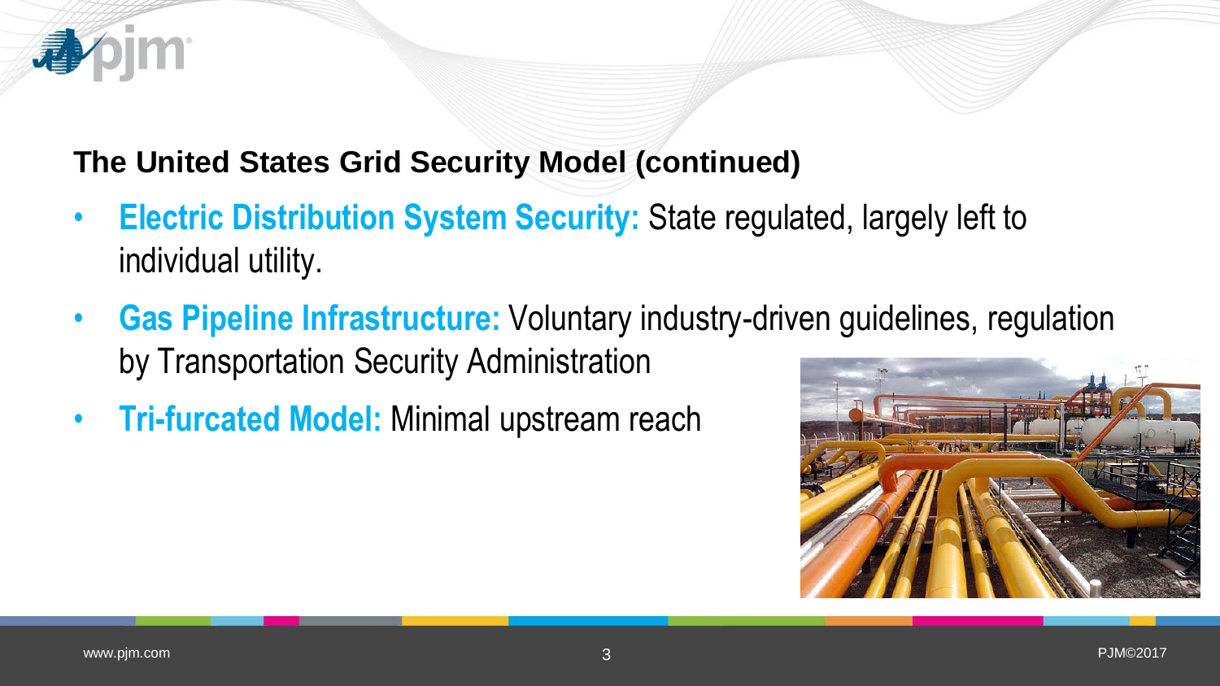## The United States Grid Security Model (continued)

- **Electric Distribution System Security:** State regulated, largely left to individual utility.
- **Gas Pipeline Infrastructure:** Voluntary industry-driven guidelines, regulation by Transportation Security Administration
- **Tri-furcated Model:** Minimal upstream reach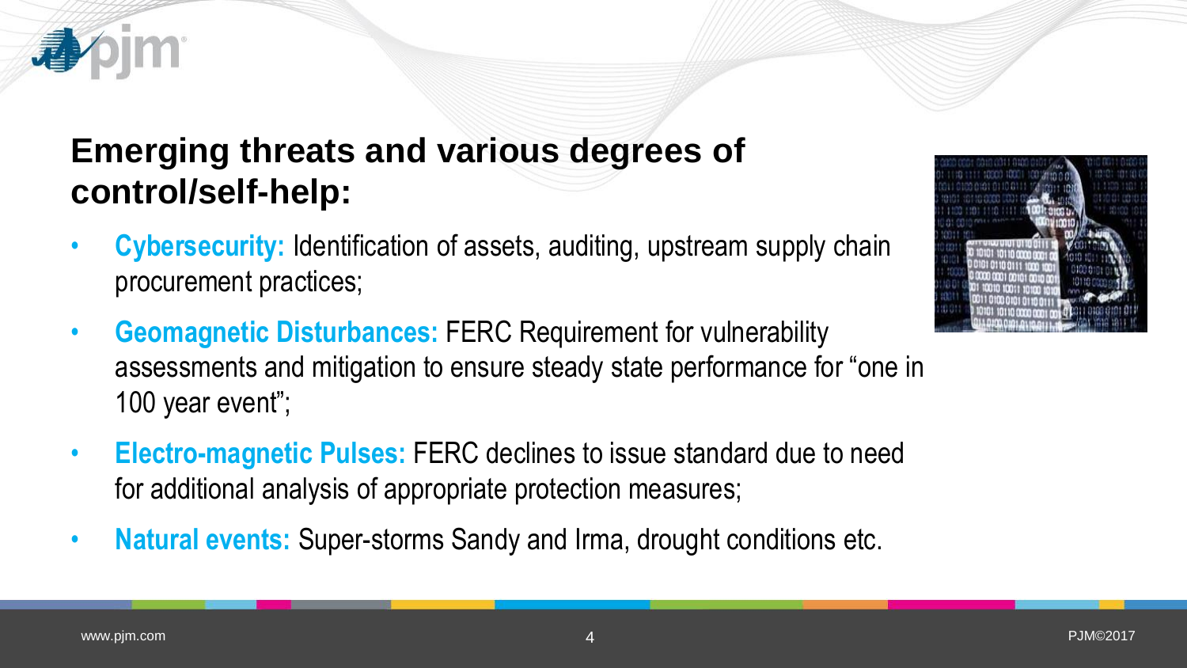## Emerging threats and various degrees of control/self-help:

- **Cybersecurity:** Identification of assets, auditing, upstream supply chain procurement practices;
- **Geomagnetic Disturbances:** FERC Requirement for vulnerability assessments and mitigation to ensure steady state performance for "one in 100 year event";
- **Electro-magnetic Pulses:** FERC declines to issue standard due to need for additional analysis of appropriate protection measures;
- **Natural events:** Super-storms Sandy and Irma, drought conditions etc.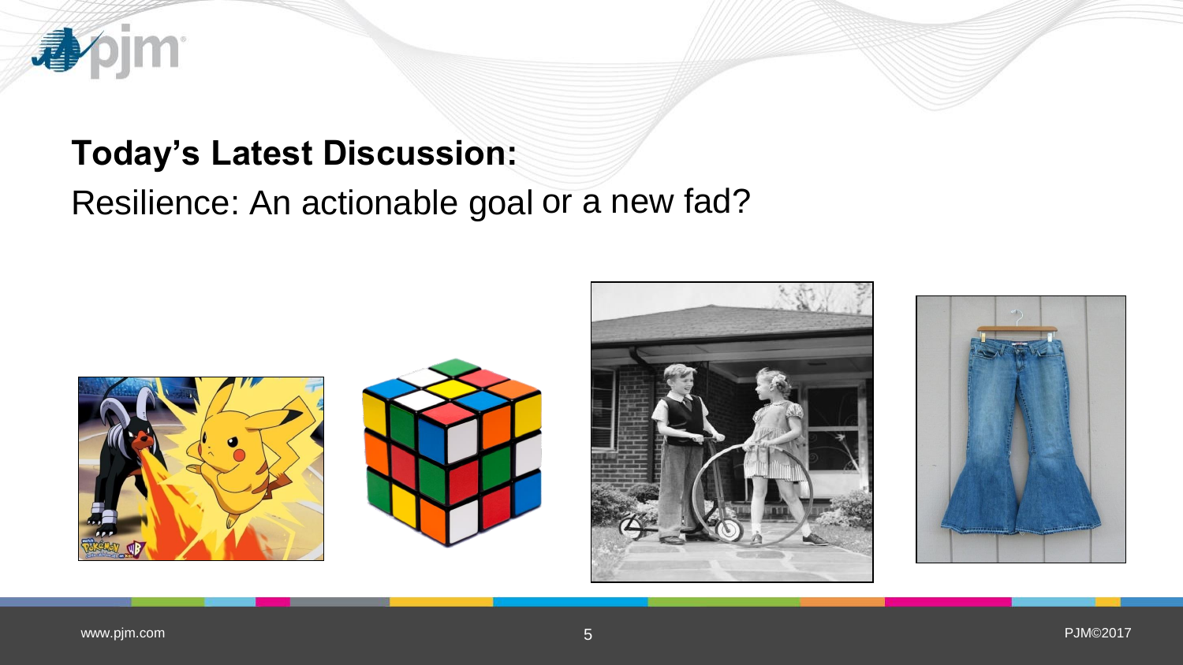## Today's Latest Discussion:

Resilience: An actionable goal or a new fad?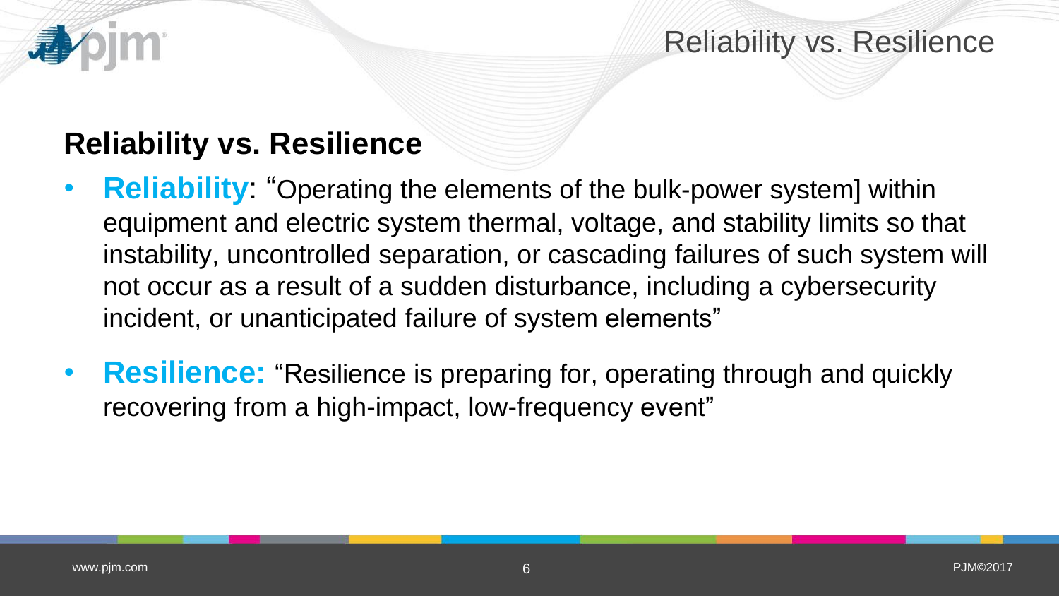## Reliability vs. Resilience

- **Reliability**: "Operating the elements of the bulk-power system] within equipment and electric system thermal, voltage, and stability limits so that instability, uncontrolled separation, or cascading failures of such system will not occur as a result of a sudden disturbance, including a cybersecurity incident, or unanticipated failure of system elements"
- **Resilience:** "Resilience is preparing for, operating through and quickly recovering from a high-impact, low-frequency event"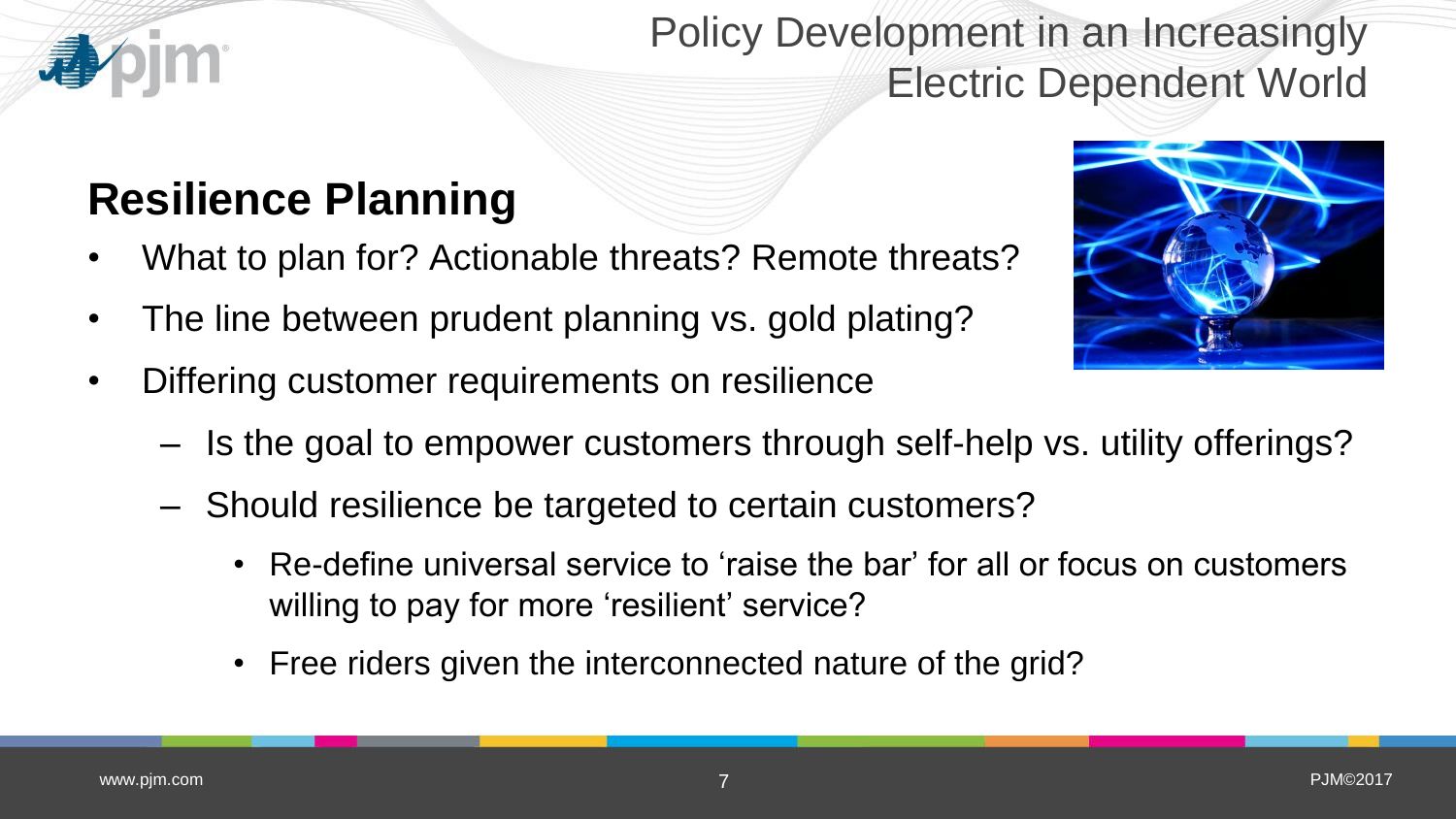# Policy Development in an Increasingly Electric Dependent World

## Resilience Planning

- What to plan for? Actionable threats? Remote threats?
- The line between prudent planning vs. gold plating?
- Differing customer requirements on resilience
  - Is the goal to empower customers through self-help vs. utility offerings?
  - Should resilience be targeted to certain customers?
    - Re-define universal service to 'raise the bar' for all or focus on customers willing to pay for more 'resilient' service?
    - Free riders given the interconnected nature of the grid?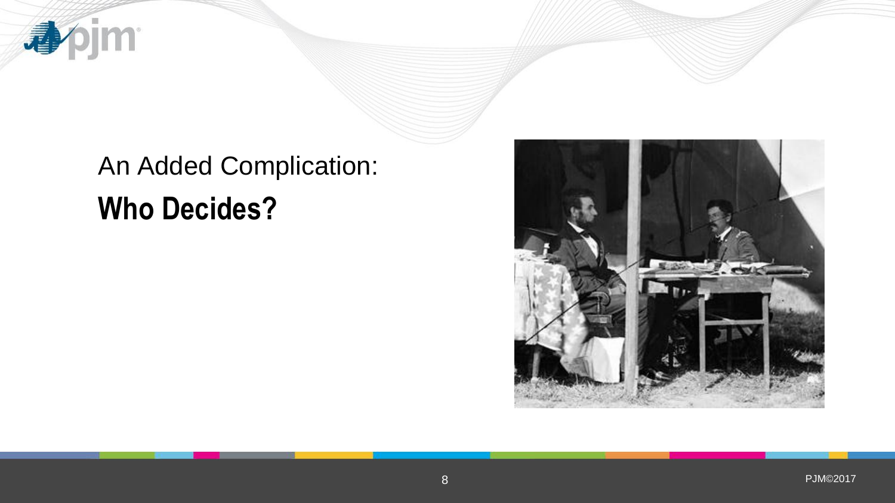An Added Complication:

# Who Decides?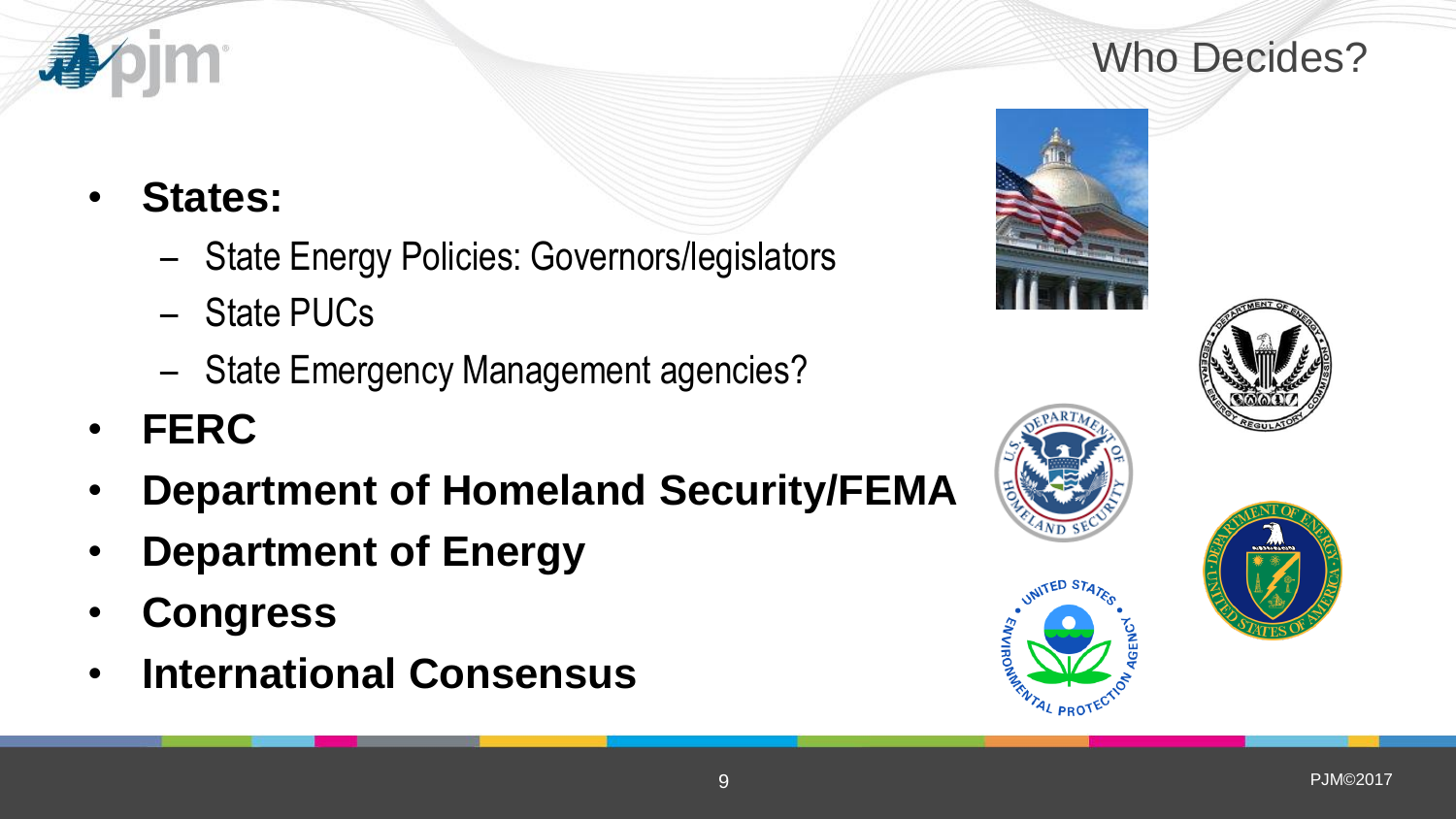# Who Decides?

- **States:**
  - State Energy Policies: Governors/legislators
  - State PUCs
  - State Emergency Management agencies?
- **FERC**
- **Department of Homeland Security/FEMA**
- **Department of Energy**
- **Congress**
- **International Consensus**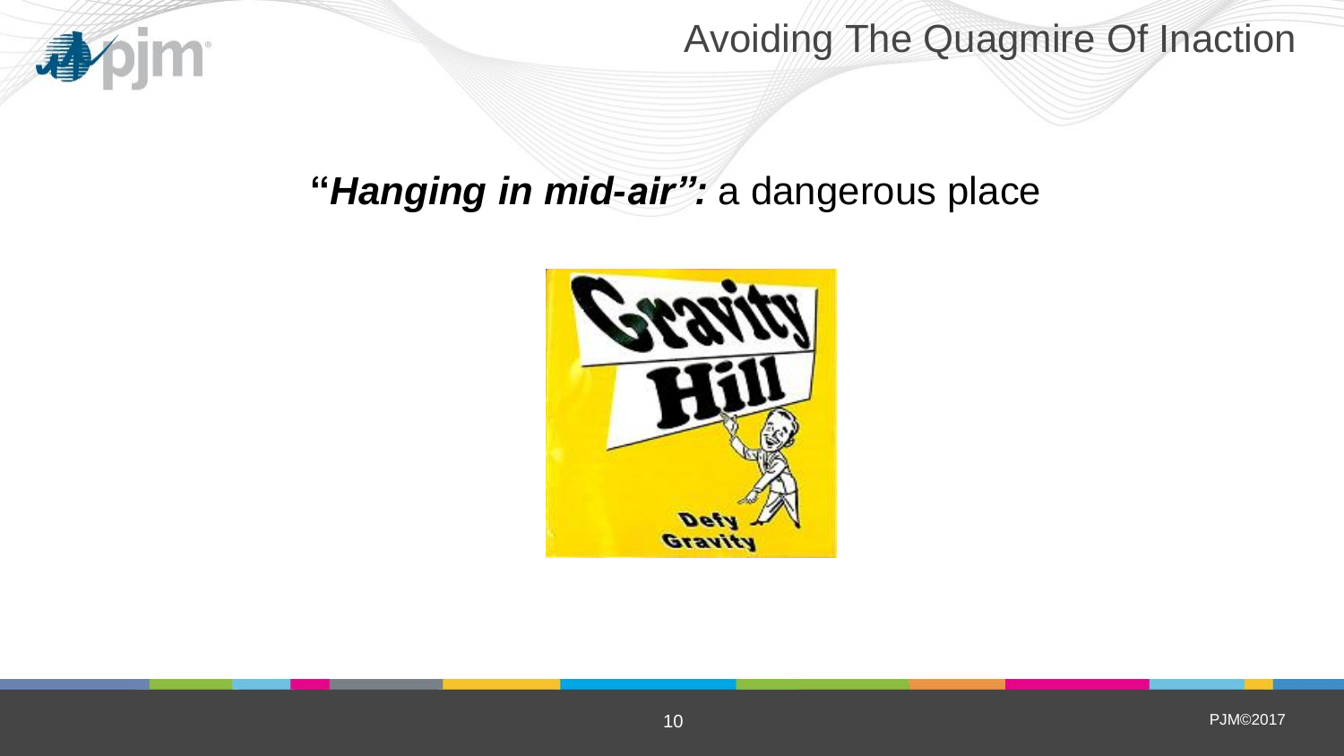# Avoiding The Quagmire Of Inaction

"***Hanging in mid-air":*** a dangerous place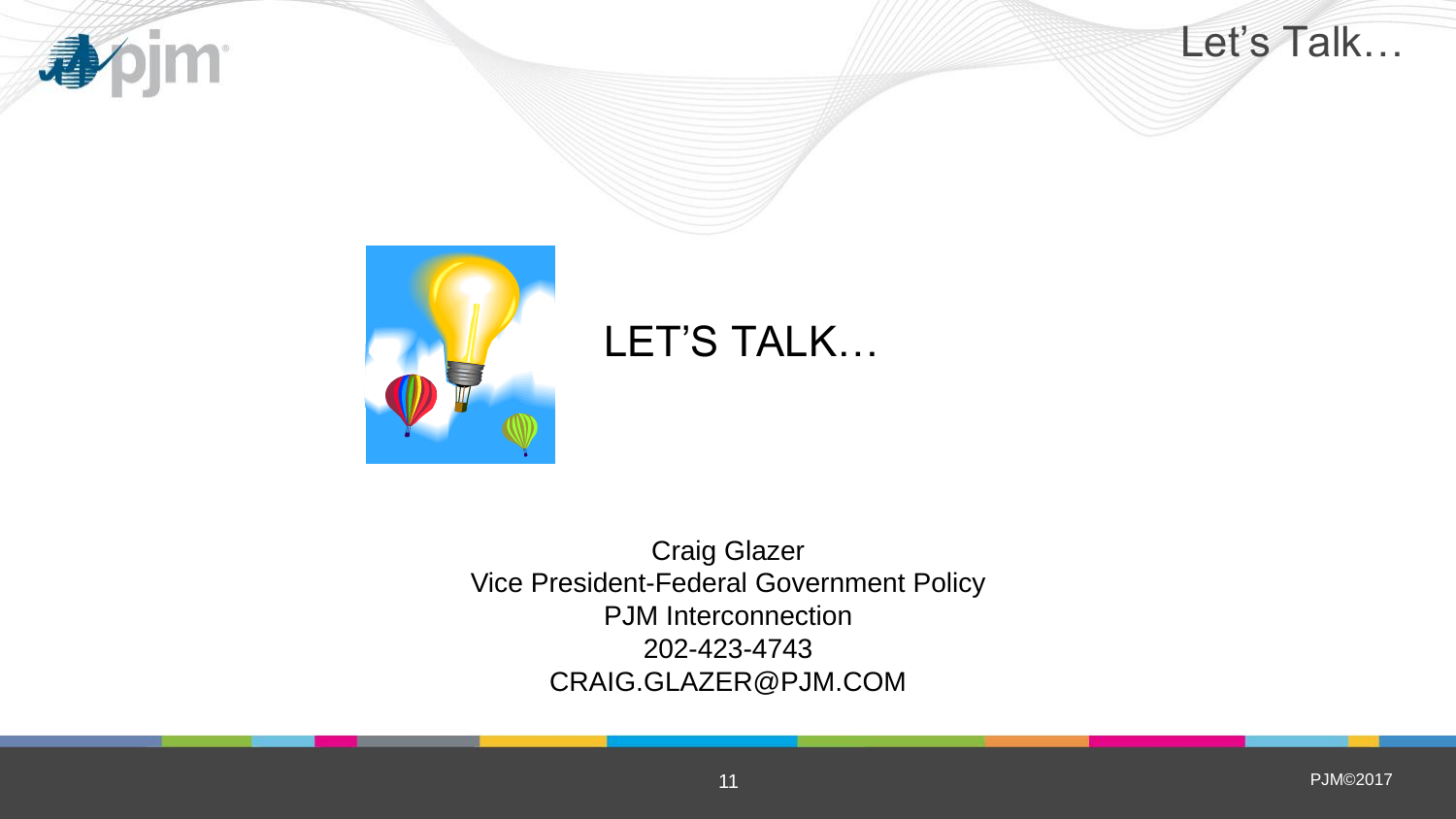# LET'S TALK…

Craig Glazer
Vice President-Federal Government Policy
PJM Interconnection
202-423-4743
CRAIG.GLAZER@PJM.COM